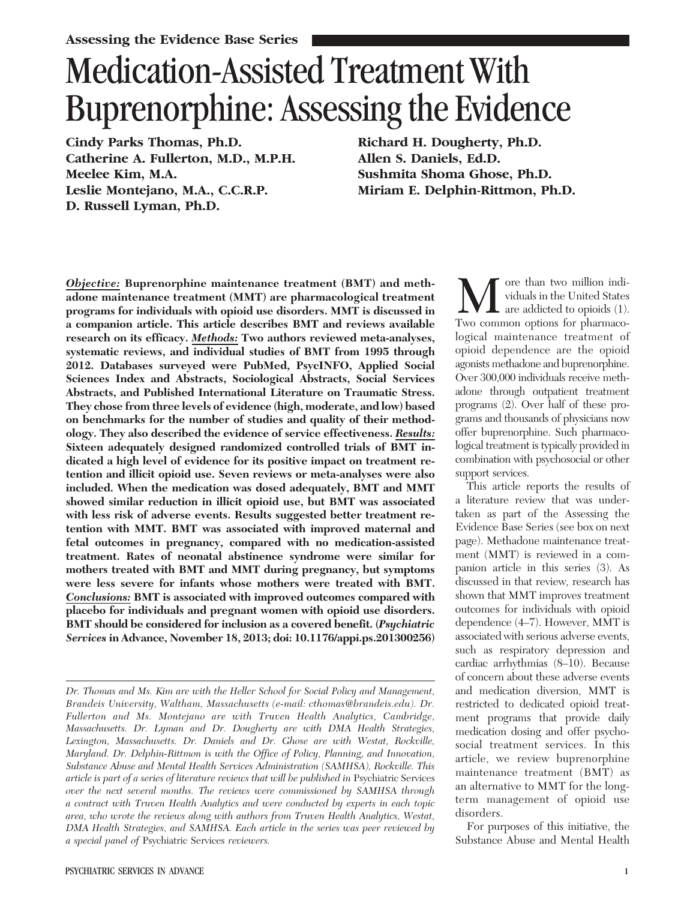**Assessing the Evidence Base Series**

# Medication-Assisted Treatment With Buprenorphine: Assessing the Evidence

**Cindy Parks Thomas, Ph.D.**
**Catherine A. Fullerton, M.D., M.P.H.**
**Meelee Kim, M.A.**
**Leslie Montejano, M.A., C.C.R.P.**
**D. Russell Lyman, Ph.D.**
**Richard H. Dougherty, Ph.D.**
**Allen S. Daniels, Ed.D.**
**Sushmita Shoma Ghose, Ph.D.**
**Miriam E. Delphin-Rittmon, Ph.D.**

***Objective:*** **Buprenorphine maintenance treatment (BMT) and methadone maintenance treatment (MMT) are pharmacological treatment programs for individuals with opioid use disorders. MMT is discussed in a companion article. This article describes BMT and reviews available research on its efficacy.** ***Methods:*** **Two authors reviewed meta-analyses, systematic reviews, and individual studies of BMT from 1995 through 2012. Databases surveyed were PubMed, PsycINFO, Applied Social Sciences Index and Abstracts, Sociological Abstracts, Social Services Abstracts, and Published International Literature on Traumatic Stress. They chose from three levels of evidence (high, moderate, and low) based on benchmarks for the number of studies and quality of their methodology. They also described the evidence of service effectiveness.** ***Results:*** **Sixteen adequately designed randomized controlled trials of BMT indicated a high level of evidence for its positive impact on treatment retention and illicit opioid use. Seven reviews or meta-analyses were also included. When the medication was dosed adequately, BMT and MMT showed similar reduction in illicit opioid use, but BMT was associated with less risk of adverse events. Results suggested better treatment retention with MMT. BMT was associated with improved maternal and fetal outcomes in pregnancy, compared with no medication-assisted treatment. Rates of neonatal abstinence syndrome were similar for mothers treated with BMT and MMT during pregnancy, but symptoms were less severe for infants whose mothers were treated with BMT.** ***Conclusions:*** **BMT is associated with improved outcomes compared with placebo for individuals and pregnant women with opioid use disorders. BMT should be considered for inclusion as a covered benefit. (*Psychiatric Services* in Advance, November 18, 2013; doi: 10.1176/appi.ps.201300256)**

*Dr. Thomas and Ms. Kim are with the Heller School for Social Policy and Management, Brandeis University, Waltham, Massachusetts (e-mail: cthomas@brandeis.edu). Dr. Fullerton and Ms. Montejano are with Truven Health Analytics, Cambridge, Massachusetts. Dr. Lyman and Dr. Dougherty are with DMA Health Strategies, Lexington, Massachusetts. Dr. Daniels and Dr. Ghose are with Westat, Rockville, Maryland. Dr. Delphin-Rittmon is with the Office of Policy, Planning, and Innovation, Substance Abuse and Mental Health Services Administration (SAMHSA), Rockville. This article is part of a series of literature reviews that will be published in* Psychiatric Services *over the next several months. The reviews were commissioned by SAMHSA through a contract with Truven Health Analytics and were conducted by experts in each topic area, who wrote the reviews along with authors from Truven Health Analytics, Westat, DMA Health Strategies, and SAMHSA. Each article in the series was peer reviewed by a special panel of* Psychiatric Services *reviewers.*

More than two million individuals in the United States are addicted to opioids (1). Two common options for pharmacological maintenance treatment of opioid dependence are the opioid agonists methadone and buprenorphine. Over 300,000 individuals receive methadone through outpatient treatment programs (2). Over half of these programs and thousands of physicians now offer buprenorphine. Such pharmacological treatment is typically provided in combination with psychosocial or other support services.

This article reports the results of a literature review that was undertaken as part of the Assessing the Evidence Base Series (see box on next page). Methadone maintenance treatment (MMT) is reviewed in a companion article in this series (3). As discussed in that review, research has shown that MMT improves treatment outcomes for individuals with opioid dependence (4–7). However, MMT is associated with serious adverse events, such as respiratory depression and cardiac arrhythmias (8–10). Because of concern about these adverse events and medication diversion, MMT is restricted to dedicated opioid treatment programs that provide daily medication dosing and offer psychosocial treatment services. In this article, we review buprenorphine maintenance treatment (BMT) as an alternative to MMT for the long-term management of opioid use disorders.

For purposes of this initiative, the Substance Abuse and Mental Health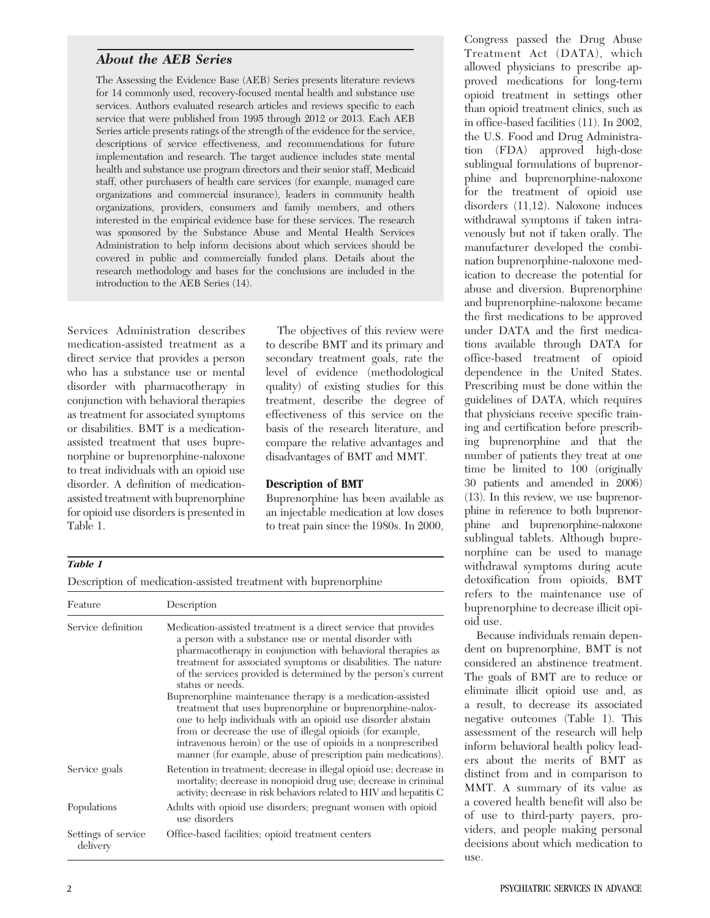### *About the AEB Series*

The Assessing the Evidence Base (AEB) Series presents literature reviews for 14 commonly used, recovery-focused mental health and substance use services. Authors evaluated research articles and reviews specific to each service that were published from 1995 through 2012 or 2013. Each AEB Series article presents ratings of the strength of the evidence for the service, descriptions of service effectiveness, and recommendations for future implementation and research. The target audience includes state mental health and substance use program directors and their senior staff, Medicaid staff, other purchasers of health care services (for example, managed care organizations and commercial insurance), leaders in community health organizations, providers, consumers and family members, and others interested in the empirical evidence base for these services. The research was sponsored by the Substance Abuse and Mental Health Services Administration to help inform decisions about which services should be covered in public and commercially funded plans. Details about the research methodology and bases for the conclusions are included in the introduction to the AEB Series (14).

Services Administration describes medication-assisted treatment as a direct service that provides a person who has a substance use or mental disorder with pharmacotherapy in conjunction with behavioral therapies as treatment for associated symptoms or disabilities. BMT is a medication-assisted treatment that uses buprenorphine or buprenorphine-naloxone to treat individuals with an opioid use disorder. A definition of medication-assisted treatment with buprenorphine for opioid use disorders is presented in Table 1.

The objectives of this review were to describe BMT and its primary and secondary treatment goals, rate the level of evidence (methodological quality) of existing studies for this treatment, describe the degree of effectiveness of this service on the basis of the research literature, and compare the relative advantages and disadvantages of BMT and MMT.

### Description of BMT

Buprenorphine has been available as an injectable medication at low doses to treat pain since the 1980s. In 2000, Congress passed the Drug Abuse Treatment Act (DATA), which allowed physicians to prescribe approved medications for long-term opioid treatment in settings other than opioid treatment clinics, such as in office-based facilities (11). In 2002, the U.S. Food and Drug Administration (FDA) approved high-dose sublingual formulations of buprenorphine and buprenorphine-naloxone for the treatment of opioid use disorders (11,12). Naloxone induces withdrawal symptoms if taken intravenously but not if taken orally. The manufacturer developed the combination buprenorphine-naloxone medication to decrease the potential for abuse and diversion. Buprenorphine and buprenorphine-naloxone became the first medications to be approved under DATA and the first medications available through DATA for office-based treatment of opioid dependence in the United States. Prescribing must be done within the guidelines of DATA, which requires that physicians receive specific training and certification before prescribing buprenorphine and that the number of patients they treat at one time be limited to 100 (originally 30 patients and amended in 2006) (13). In this review, we use buprenorphine in reference to both buprenorphine and buprenorphine-naloxone sublingual tablets. Although buprenorphine can be used to manage withdrawal symptoms during acute detoxification from opioids, BMT refers to the maintenance use of buprenorphine to decrease illicit opioid use.

Because individuals remain dependent on buprenorphine, BMT is not considered an abstinence treatment. The goals of BMT are to reduce or eliminate illicit opioid use and, as a result, to decrease its associated negative outcomes (Table 1). This assessment of the research will help inform behavioral health policy leaders about the merits of BMT as distinct from and in comparison to MMT. A summary of its value as a covered health benefit will also be of use to third-party payers, providers, and people making personal decisions about which medication to use.

***Table 1***

Description of medication-assisted treatment with buprenorphine

| Feature | Description |
| --- | --- |
| Service definition | Medication-assisted treatment is a direct service that provides a person with a substance use or mental disorder with pharmacotherapy in conjunction with behavioral therapies as treatment for associated symptoms or disabilities. The nature of the services provided is determined by the person's current status or needs. Buprenorphine maintenance therapy is a medication-assisted treatment that uses buprenorphine or buprenorphine-naloxone to help individuals with an opioid use disorder abstain from or decrease the use of illegal opioids (for example, intravenous heroin) or the use of opioids in a nonprescribed manner (for example, abuse of prescription pain medications). |
| Service goals | Retention in treatment; decrease in illegal opioid use; decrease in mortality; decrease in nonopioid drug use; decrease in criminal activity; decrease in risk behaviors related to HIV and hepatitis C |
| Populations | Adults with opioid use disorders; pregnant women with opioid use disorders |
| Settings of service delivery | Office-based facilities; opioid treatment centers |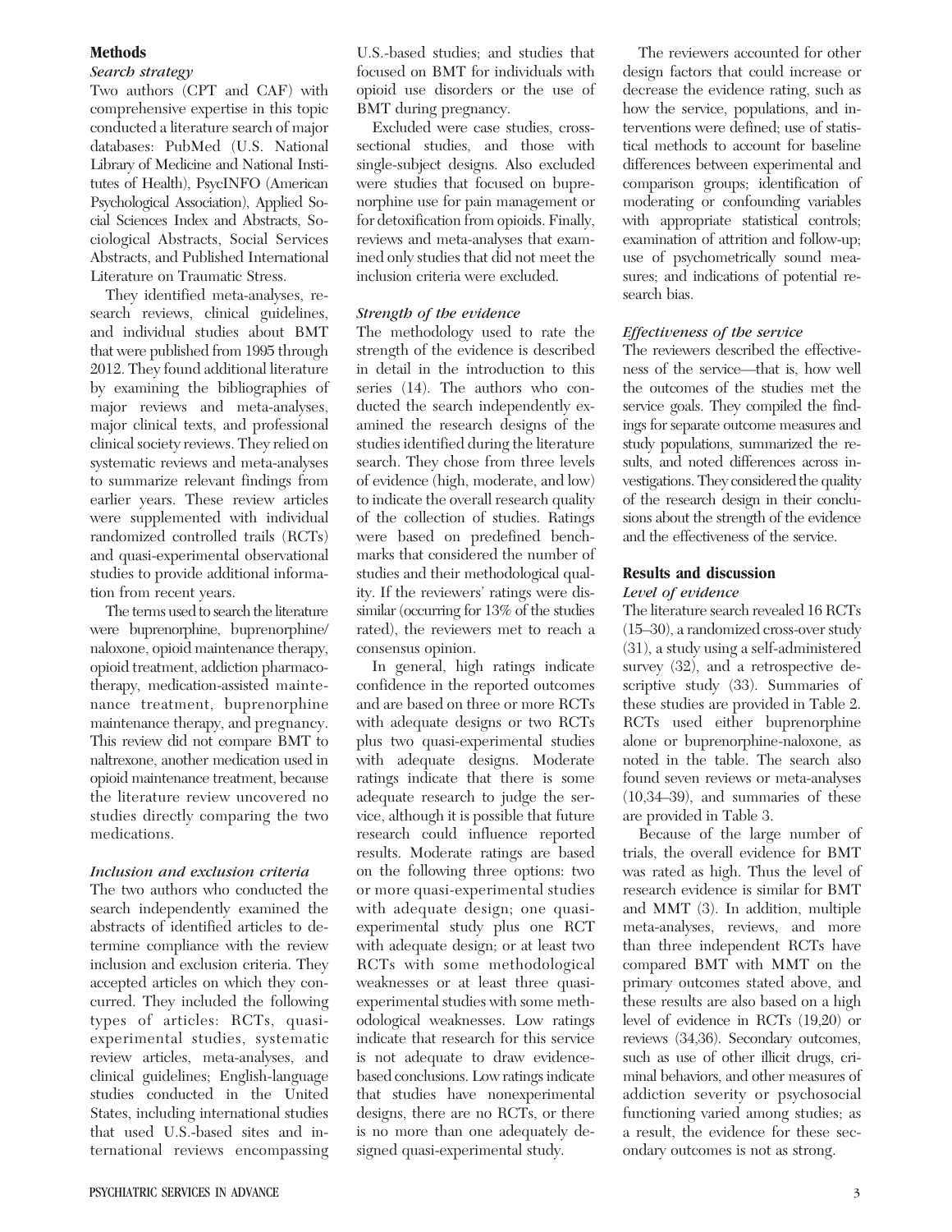## Methods

### *Search strategy*

Two authors (CPT and CAF) with comprehensive expertise in this topic conducted a literature search of major databases: PubMed (U.S. National Library of Medicine and National Institutes of Health), PsycINFO (American Psychological Association), Applied Social Sciences Index and Abstracts, Sociological Abstracts, Social Services Abstracts, and Published International Literature on Traumatic Stress.

They identified meta-analyses, research reviews, clinical guidelines, and individual studies about BMT that were published from 1995 through 2012. They found additional literature by examining the bibliographies of major reviews and meta-analyses, major clinical texts, and professional clinical society reviews. They relied on systematic reviews and meta-analyses to summarize relevant findings from earlier years. These review articles were supplemented with individual randomized controlled trails (RCTs) and quasi-experimental observational studies to provide additional information from recent years.

The terms used to search the literature were buprenorphine, buprenorphine/naloxone, opioid maintenance therapy, opioid treatment, addiction pharmacotherapy, medication-assisted maintenance treatment, buprenorphine maintenance therapy, and pregnancy. This review did not compare BMT to naltrexone, another medication used in opioid maintenance treatment, because the literature review uncovered no studies directly comparing the two medications.

### *Inclusion and exclusion criteria*

The two authors who conducted the search independently examined the abstracts of identified articles to determine compliance with the review inclusion and exclusion criteria. They accepted articles on which they concurred. They included the following types of articles: RCTs, quasi-experimental studies, systematic review articles, meta-analyses, and clinical guidelines; English-language studies conducted in the United States, including international studies that used U.S.-based sites and international reviews encompassing U.S.-based studies; and studies that focused on BMT for individuals with opioid use disorders or the use of BMT during pregnancy.

Excluded were case studies, cross-sectional studies, and those with single-subject designs. Also excluded were studies that focused on buprenorphine use for pain management or for detoxification from opioids. Finally, reviews and meta-analyses that examined only studies that did not meet the inclusion criteria were excluded.

### *Strength of the evidence*

The methodology used to rate the strength of the evidence is described in detail in the introduction to this series (14). The authors who conducted the search independently examined the research designs of the studies identified during the literature search. They chose from three levels of evidence (high, moderate, and low) to indicate the overall research quality of the collection of studies. Ratings were based on predefined benchmarks that considered the number of studies and their methodological quality. If the reviewers' ratings were dissimilar (occurring for 13% of the studies rated), the reviewers met to reach a consensus opinion.

In general, high ratings indicate confidence in the reported outcomes and are based on three or more RCTs with adequate designs or two RCTs plus two quasi-experimental studies with adequate designs. Moderate ratings indicate that there is some adequate research to judge the service, although it is possible that future research could influence reported results. Moderate ratings are based on the following three options: two or more quasi-experimental studies with adequate design; one quasi-experimental study plus one RCT with adequate design; or at least two RCTs with some methodological weaknesses or at least three quasi-experimental studies with some methodological weaknesses. Low ratings indicate that research for this service is not adequate to draw evidence-based conclusions. Low ratings indicate that studies have nonexperimental designs, there are no RCTs, or there is no more than one adequately designed quasi-experimental study.

The reviewers accounted for other design factors that could increase or decrease the evidence rating, such as how the service, populations, and interventions were defined; use of statistical methods to account for baseline differences between experimental and comparison groups; identification of moderating or confounding variables with appropriate statistical controls; examination of attrition and follow-up; use of psychometrically sound measures; and indications of potential research bias.

### *Effectiveness of the service*

The reviewers described the effectiveness of the service—that is, how well the outcomes of the studies met the service goals. They compiled the findings for separate outcome measures and study populations, summarized the results, and noted differences across investigations. They considered the quality of the research design in their conclusions about the strength of the evidence and the effectiveness of the service.

## Results and discussion

### *Level of evidence*

The literature search revealed 16 RCTs (15–30), a randomized cross-over study (31), a study using a self-administered survey (32), and a retrospective descriptive study (33). Summaries of these studies are provided in Table 2. RCTs used either buprenorphine alone or buprenorphine-naloxone, as noted in the table. The search also found seven reviews or meta-analyses (10,34–39), and summaries of these are provided in Table 3.

Because of the large number of trials, the overall evidence for BMT was rated as high. Thus the level of research evidence is similar for BMT and MMT (3). In addition, multiple meta-analyses, reviews, and more than three independent RCTs have compared BMT with MMT on the primary outcomes stated above, and these results are also based on a high level of evidence in RCTs (19,20) or reviews (34,36). Secondary outcomes, such as use of other illicit drugs, criminal behaviors, and other measures of addiction severity or psychosocial functioning varied among studies; as a result, the evidence for these secondary outcomes is not as strong.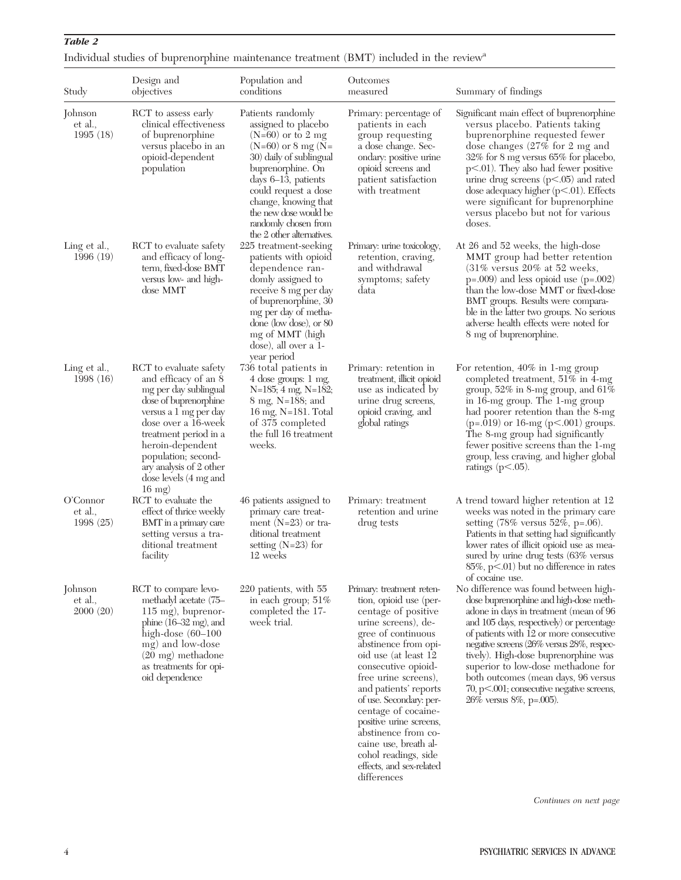***Table 2***

Individual studies of buprenorphine maintenance treatment (BMT) included in the review[a]

| Study | Design and objectives | Population and conditions | Outcomes measured | Summary of findings |
|---|---|---|---|---|
| Johnson et al., 1995 (18) | RCT to assess early clinical effectiveness of buprenorphine versus placebo in an opioid-dependent population | Patients randomly assigned to placebo (N=60) or to 2 mg (N=60) or 8 mg (N=30) daily of sublingual buprenorphine. On days 6–13, patients could request a dose change, knowing that the new dose would be randomly chosen from the 2 other alternatives. | Primary: percentage of patients in each group requesting a dose change. Secondary: positive urine opioid screens and patient satisfaction with treatment | Significant main effect of buprenorphine versus placebo. Patients taking buprenorphine requested fewer dose changes (27% for 2 mg and 32% for 8 mg versus 65% for placebo, p<.01). They also had fewer positive urine drug screens (p<.05) and rated dose adequacy higher (p<.01). Effects were significant for buprenorphine versus placebo but not for various doses. |
| Ling et al., 1996 (19) | RCT to evaluate safety and efficacy of long-term, fixed-dose BMT versus low- and high-dose MMT | 225 treatment-seeking patients with opioid dependence randomly assigned to receive 8 mg per day of buprenorphine, 30 mg per day of methadone (low dose), or 80 mg of MMT (high dose), all over a 1-year period | Primary: urine toxicology, retention, craving, and withdrawal symptoms; safety data | At 26 and 52 weeks, the high-dose MMT group had better retention (31% versus 20% at 52 weeks, p=.009) and less opioid use (p=.002) than the low-dose MMT or fixed-dose BMT groups. Results were comparable in the latter two groups. No serious adverse health effects were noted for 8 mg of buprenorphine. |
| Ling et al., 1998 (16) | RCT to evaluate safety and efficacy of an 8 mg per day sublingual dose of buprenorphine versus a 1 mg per day dose over a 16-week treatment period in a heroin-dependent population; secondary analysis of 2 other dose levels (4 mg and 16 mg) | 736 total patients in 4 dose groups: 1 mg, N=185; 4 mg, N=182; 8 mg, N=188; and 16 mg, N=181. Total of 375 completed the full 16 treatment weeks. | Primary: retention in treatment, illicit opioid use as indicated by urine drug screens, opioid craving, and global ratings | For retention, 40% in 1-mg group completed treatment, 51% in 4-mg group, 52% in 8-mg group, and 61% in 16-mg group. The 1-mg group had poorer retention than the 8-mg (p=.019) or 16-mg (p<.001) groups. The 8-mg group had significantly fewer positive screens than the 1-mg group, less craving, and higher global ratings (p<.05). |
| O'Connor et al., 1998 (25) | RCT to evaluate the effect of thrice weekly BMT in a primary care setting versus a traditional treatment facility | 46 patients assigned to primary care treatment (N=23) or traditional treatment setting (N=23) for 12 weeks | Primary: treatment retention and urine drug tests | A trend toward higher retention at 12 weeks was noted in the primary care setting (78% versus 52%, p=.06). Patients in that setting had significantly lower rates of illicit opioid use as measured by urine drug tests (63% versus 85%, p<.01) but no difference in rates of cocaine use. |
| Johnson et al., 2000 (20) | RCT to compare levomethadyl acetate (75–115 mg), buprenorphine (16–32 mg), and high-dose (60–100 mg) and low-dose (20 mg) methadone as treatments for opioid dependence | 220 patients, with 55 in each group; 51% completed the 17-week trial. | Primary: treatment retention, opioid use (percentage of positive urine screens), degree of continuous abstinence from opioid use (at least 12 consecutive opioid-free urine screens), and patients' reports of use. Secondary: percentage of cocaine-positive urine screens, abstinence from cocaine use, breath alcohol readings, side effects, and sex-related differences | No difference was found between high-dose buprenorphine and high-dose methadone in days in treatment (mean of 96 and 105 days, respectively) or percentage of patients with 12 or more consecutive negative screens (26% versus 28%, respectively). High-dose buprenorphine was superior to low-dose methadone for both outcomes (mean days, 96 versus 70, p<.001; consecutive negative screens, 26% versus 8%, p=.005). |

*Continues on next page*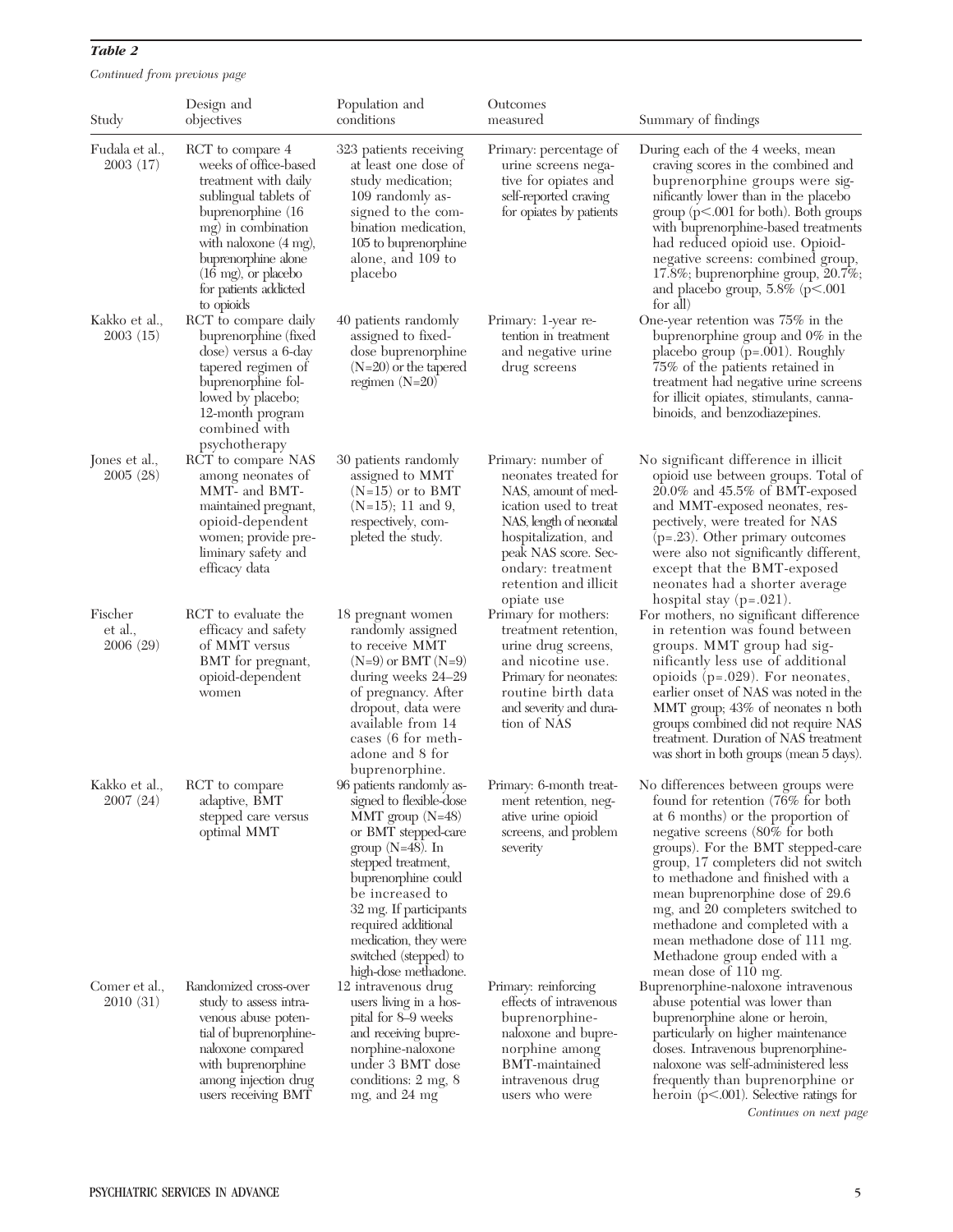*Table 2*

*Continued from previous page*

| Study | Design and objectives | Population and conditions | Outcomes measured | Summary of findings |
|---|---|---|---|---|
| Fudala et al., 2003 (17) | RCT to compare 4 weeks of office-based treatment with daily sublingual tablets of buprenorphine (16 mg) in combination with naloxone (4 mg), buprenorphine alone (16 mg), or placebo for patients addicted to opioids | 323 patients receiving at least one dose of study medication; 109 randomly assigned to the combination medication, 105 to buprenorphine alone, and 109 to placebo | Primary: percentage of urine screens negative for opiates and self-reported craving for opiates by patients | During each of the 4 weeks, mean craving scores in the combined and buprenorphine groups were significantly lower than in the placebo group (p<.001 for both). Both groups with buprenorphine-based treatments had reduced opioid use. Opioid-negative screens: combined group, 17.8%; buprenorphine group, 20.7%; and placebo group, 5.8% (p<.001 for all) |
| Kakko et al., 2003 (15) | RCT to compare daily buprenorphine (fixed dose) versus a 6-day tapered regimen of buprenorphine followed by placebo; 12-month program combined with psychotherapy | 40 patients randomly assigned to fixed-dose buprenorphine (N=20) or the tapered regimen (N=20) | Primary: 1-year retention in treatment and negative urine drug screens | One-year retention was 75% in the buprenorphine group and 0% in the placebo group (p=.001). Roughly 75% of the patients retained in treatment had negative urine screens for illicit opiates, stimulants, cannabinoids, and benzodiazepines. |
| Jones et al., 2005 (28) | RCT to compare NAS among neonates of MMT- and BMT-maintained pregnant, opioid-dependent women; provide preliminary safety and efficacy data | 30 patients randomly assigned to MMT (N=15) or to BMT (N=15); 11 and 9, respectively, completed the study. | Primary: number of neonates treated for NAS, amount of medication used to treat NAS, length of neonatal hospitalization, and peak NAS score. Secondary: treatment retention and illicit opiate use | No significant difference in illicit opioid use between groups. Total of 20.0% and 45.5% of BMT-exposed and MMT-exposed neonates, respectively, were treated for NAS (p=.23). Other primary outcomes were also not significantly different, except that the BMT-exposed neonates had a shorter average hospital stay (p=.021). |
| Fischer et al., 2006 (29) | RCT to evaluate the efficacy and safety of MMT versus BMT for pregnant, opioid-dependent women | 18 pregnant women randomly assigned to receive MMT (N=9) or BMT (N=9) during weeks 24–29 of pregnancy. After dropout, data were available from 14 cases (6 for methadone and 8 for buprenorphine. | Primary for mothers: treatment retention, urine drug screens, and nicotine use. Primary for neonates: routine birth data and severity and duration of NAS | For mothers, no significant difference in retention was found between groups. MMT group had significantly less use of additional opioids (p=.029). For neonates, earlier onset of NAS was noted in the MMT group; 43% of neonates n both groups combined did not require NAS treatment. Duration of NAS treatment was short in both groups (mean 5 days). |
| Kakko et al., 2007 (24) | RCT to compare adaptive, BMT stepped care versus optimal MMT | 96 patients randomly assigned to flexible-dose MMT group (N=48) or BMT stepped-care group (N=48). In stepped treatment, buprenorphine could be increased to 32 mg. If participants required additional medication, they were switched (stepped) to high-dose methadone. | Primary: 6-month treatment retention, negative urine opioid screens, and problem severity | No differences between groups were found for retention (76% for both at 6 months) or the proportion of negative screens (80% for both groups). For the BMT stepped-care group, 17 completers did not switch to methadone and finished with a mean buprenorphine dose of 29.6 mg, and 20 completers switched to methadone and completed with a mean methadone dose of 111 mg. Methadone group ended with a mean dose of 110 mg. |
| Comer et al., 2010 (31) | Randomized cross-over study to assess intravenous abuse potential of buprenorphine-naloxone compared with buprenorphine among injection drug users receiving BMT | 12 intravenous drug users living in a hospital for 8–9 weeks and receiving buprenorphine-naloxone under 3 BMT dose conditions: 2 mg, 8 mg, and 24 mg | Primary: reinforcing effects of intravenous buprenorphine-naloxone and buprenorphine among BMT-maintained intravenous drug users who were | Buprenorphine-naloxone intravenous abuse potential was lower than buprenorphine alone or heroin, particularly on higher maintenance doses. Intravenous buprenorphine-naloxone was self-administered less frequently than buprenorphine or heroin (p<.001). Selective ratings for |

*Continues on next page*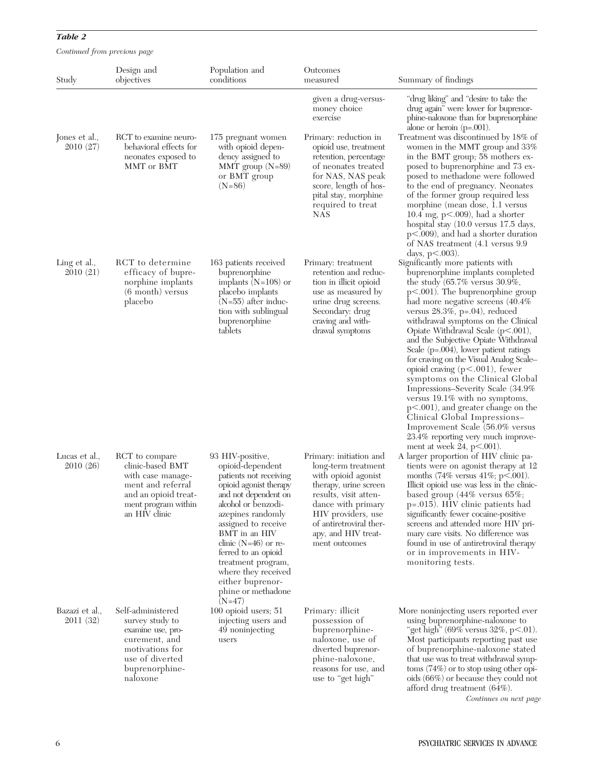***Table 2***

*Continued from previous page*

| Study | Design and objectives | Population and conditions | Outcomes measured | Summary of findings |
|---|---|---|---|---|
| | | | given a drug-versus-money choice exercise | "drug liking" and "desire to take the drug again" were lower for buprenorphine-naloxone than for buprenorphine alone or heroin (p=.001). |
| Jones et al., 2010 (27) | RCT to examine neurobehavioral effects for neonates exposed to MMT or BMT | 175 pregnant women with opioid dependency assigned to MMT group (N=89) or BMT group (N=86) | Primary: reduction in opioid use, treatment retention, percentage of neonates treated for NAS, NAS peak score, length of hospital stay, morphine required to treat NAS | Treatment was discontinued by 18% of women in the MMT group and 33% in the BMT group; 58 mothers exposed to buprenorphine and 73 exposed to methadone were followed to the end of pregnancy. Neonates of the former group required less morphine (mean dose, 1.1 versus 10.4 mg, p<.009), had a shorter hospital stay (10.0 versus 17.5 days, p<.009), and had a shorter duration of NAS treatment (4.1 versus 9.9 days, p<.003). |
| Ling et al., 2010 (21) | RCT to determine efficacy of buprenorphine implants (6 month) versus placebo | 163 patients received buprenorphine implants (N=108) or placebo implants (N=55) after induction with sublingual buprenorphine tablets | Primary: treatment retention and reduction in illicit opioid use as measured by urine drug screens. Secondary: drug craving and withdrawal symptoms | Significantly more patients with buprenorphine implants completed the study (65.7% versus 30.9%, p<.001). The buprenorphine group had more negative screens (40.4% versus 28.3%, p=.04), reduced withdrawal symptoms on the Clinical Opiate Withdrawal Scale (p<.001), and the Subjective Opiate Withdrawal Scale (p=.004), lower patient ratings for craving on the Visual Analog Scale–opioid craving (p<.001), fewer symptoms on the Clinical Global Impressions–Severity Scale (34.9% versus 19.1% with no symptoms, p<.001), and greater change on the Clinical Global Impressions–Improvement Scale (56.0% versus 23.4% reporting very much improvement at week 24, p<.001). |
| Lucas et al., 2010 (26) | RCT to compare clinic-based BMT with case management and referral and an opioid treatment program within an HIV clinic | 93 HIV-positive, opioid-dependent patients not receiving opioid agonist therapy and not dependent on alcohol or benzodiazepines randomly assigned to receive BMT in an HIV clinic (N=46) or referred to an opioid treatment program, where they received either buprenorphine or methadone (N=47) | Primary: initiation and long-term treatment with opioid agonist therapy, urine screen results, visit attendance with primary HIV providers, use of antiretroviral therapy, and HIV treatment outcomes | A larger proportion of HIV clinic patients were on agonist therapy at 12 months (74% versus 41%; p<.001). Illicit opioid use was less in the clinic-based group (44% versus 65%; p=.015). HIV clinic patients had significantly fewer cocaine-positive screens and attended more HIV primary care visits. No difference was found in use of antiretroviral therapy or in improvements in HIV-monitoring tests. |
| Bazazi et al., 2011 (32) | Self-administered survey study to examine use, procurement, and motivations for use of diverted buprenorphine-naloxone | 100 opioid users; 51 injecting users and 49 noninjecting users | Primary: illicit possession of buprenorphine-naloxone, use of diverted buprenorphine-naloxone, reasons for use, and use to "get high" | More noninjecting users reported ever using buprenorphine-naloxone to "get high" (69% versus 32%, p<.01). Most participants reporting past use of buprenorphine-naloxone stated that use was to treat withdrawal symptoms (74%) or to stop using other opioids (66%) or because they could not afford drug treatment (64%). |

*Continues on next page*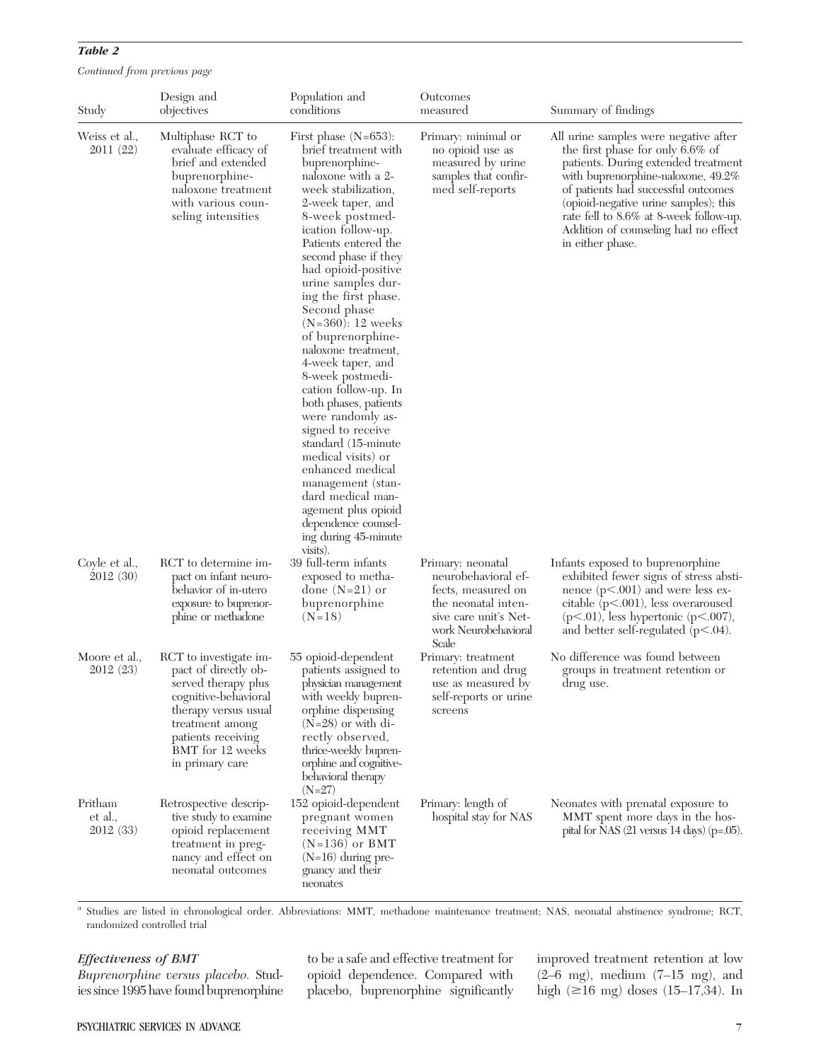***Table 2***

*Continued from previous page*

| Study | Design and objectives | Population and conditions | Outcomes measured | Summary of findings |
|---|---|---|---|---|
| Weiss et al., 2011 (22) | Multiphase RCT to evaluate efficacy of brief and extended buprenorphine-naloxone treatment with various counseling intensities | First phase (N=653): brief treatment with buprenorphine-naloxone with a 2-week stabilization, 2-week taper, and 8-week postmedication follow-up. Patients entered the second phase if they had opioid-positive urine samples during the first phase. Second phase (N=360): 12 weeks of buprenorphine-naloxone treatment, 4-week taper, and 8-week postmedication follow-up. In both phases, patients were randomly assigned to receive standard (15-minute medical visits) or enhanced medical management (standard medical management plus opioid dependence counseling during 45-minute visits). | Primary: minimal or no opioid use as measured by urine samples that confirmed self-reports | All urine samples were negative after the first phase for only 6.6% of patients. During extended treatment with buprenorphine-naloxone, 49.2% of patients had successful outcomes (opioid-negative urine samples); this rate fell to 8.6% at 8-week follow-up. Addition of counseling had no effect in either phase. |
| Coyle et al., 2012 (30) | RCT to determine impact on infant neurobehavior of in-utero exposure to buprenorphine or methadone | 39 full-term infants exposed to methadone (N=21) or buprenorphine (N=18) | Primary: neonatal neurobehavioral effects, measured on the neonatal intensive care unit's Network Neurobehavioral Scale | Infants exposed to buprenorphine exhibited fewer signs of stress abstinence (p<.001) and were less excitable (p<.001), less overaroused (p<.01), less hypertonic (p<.007), and better self-regulated (p<.04). |
| Moore et al., 2012 (23) | RCT to investigate impact of directly observed therapy plus cognitive-behavioral therapy versus usual treatment among patients receiving BMT for 12 weeks in primary care | 55 opioid-dependent patients assigned to physician management with weekly buprenorphine dispensing (N=28) or with directly observed, thrice-weekly buprenorphine and cognitive-behavioral therapy (N=27) | Primary: treatment retention and drug use as measured by self-reports or urine screens | No difference was found between groups in treatment retention or drug use. |
| Pritham et al., 2012 (33) | Retrospective descriptive study to examine opioid replacement treatment in pregnancy and effect on neonatal outcomes | 152 opioid-dependent pregnant women receiving MMT (N=136) or BMT (N=16) during pregnancy and their neonates | Primary: length of hospital stay for NAS | Neonates with prenatal exposure to MMT spent more days in the hospital for NAS (21 versus 14 days) (p=.05). |

[a] Studies are listed in chronological order. Abbreviations: MMT, methadone maintenance treatment; NAS, neonatal abstinence syndrome; RCT, randomized controlled trial

***Effectiveness of BMT***

*Buprenorphine versus placebo.* Studies since 1995 have found buprenorphine to be a safe and effective treatment for opioid dependence. Compared with placebo, buprenorphine significantly improved treatment retention at low (2–6 mg), medium (7–15 mg), and high (≥16 mg) doses (15–17,34). In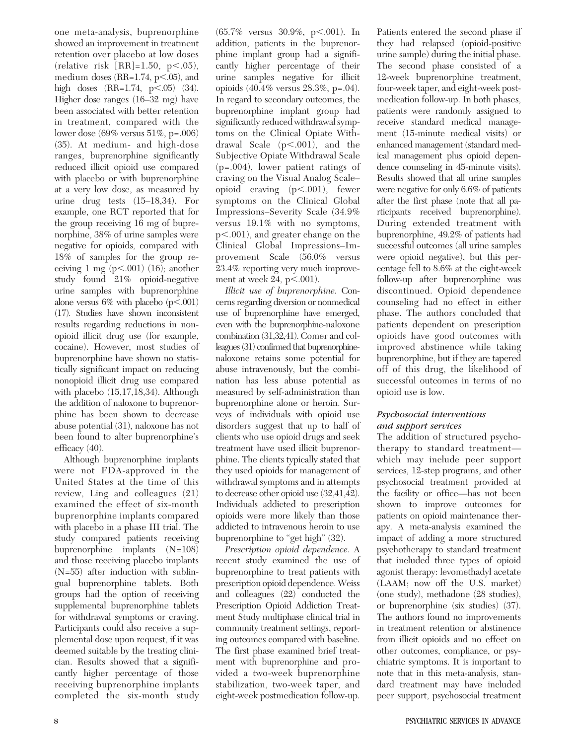one meta-analysis, buprenorphine showed an improvement in treatment retention over placebo at low doses (relative risk [RR]=1.50, $p<.05$), medium doses (RR=1.74, $p<.05$), and high doses (RR=1.74, $p<.05$) (34). Higher dose ranges (16–32 mg) have been associated with better retention in treatment, compared with the lower dose (69% versus 51%, p=.006) (35). At medium- and high-dose ranges, buprenorphine significantly reduced illicit opioid use compared with placebo or with buprenorphine at a very low dose, as measured by urine drug tests (15–18,34). For example, one RCT reported that for the group receiving 16 mg of buprenorphine, 38% of urine samples were negative for opioids, compared with 18% of samples for the group receiving 1 mg ($p<.001$) (16); another study found 21% opioid-negative urine samples with buprenorphine alone versus 6% with placebo ($p<.001$) (17). Studies have shown inconsistent results regarding reductions in nonopioid illicit drug use (for example, cocaine). However, most studies of buprenorphine have shown no statistically significant impact on reducing nonopioid illicit drug use compared with placebo (15,17,18,34). Although the addition of naloxone to buprenorphine has been shown to decrease abuse potential (31), naloxone has not been found to alter buprenorphine's efficacy (40).

Although buprenorphine implants were not FDA-approved in the United States at the time of this review, Ling and colleagues (21) examined the effect of six-month buprenorphine implants compared with placebo in a phase III trial. The study compared patients receiving buprenorphine implants (N=108) and those receiving placebo implants (N=55) after induction with sublingual buprenorphine tablets. Both groups had the option of receiving supplemental buprenorphine tablets for withdrawal symptoms or craving. Participants could also receive a supplemental dose upon request, if it was deemed suitable by the treating clinician. Results showed that a significantly higher percentage of those receiving buprenorphine implants completed the six-month study (65.7% versus 30.9%, $p<.001$). In addition, patients in the buprenorphine implant group had a significantly higher percentage of their urine samples negative for illicit opioids (40.4% versus 28.3%, p=.04). In regard to secondary outcomes, the buprenorphine implant group had significantly reduced withdrawal symptoms on the Clinical Opiate Withdrawal Scale ($p<.001$), and the Subjective Opiate Withdrawal Scale (p=.004), lower patient ratings of craving on the Visual Analog Scale–opioid craving ($p<.001$), fewer symptoms on the Clinical Global Impressions–Severity Scale (34.9% versus 19.1% with no symptoms, $p<.001$), and greater change on the Clinical Global Impressions–Improvement Scale (56.0% versus 23.4% reporting very much improvement at week 24, $p<.001$).

*Illicit use of buprenorphine.* Concerns regarding diversion or nonmedical use of buprenorphine have emerged, even with the buprenorphine-naloxone combination (31,32,41). Comer and colleagues (31) confirmed that buprenorphine-naloxone retains some potential for abuse intravenously, but the combination has less abuse potential as measured by self-administration than buprenorphine alone or heroin. Surveys of individuals with opioid use disorders suggest that up to half of clients who use opioid drugs and seek treatment have used illicit buprenorphine. The clients typically stated that they used opioids for management of withdrawal symptoms and in attempts to decrease other opioid use (32,41,42). Individuals addicted to prescription opioids were more likely than those addicted to intravenous heroin to use buprenorphine to "get high" (32).

*Prescription opioid dependence.* A recent study examined the use of buprenorphine to treat patients with prescription opioid dependence. Weiss and colleagues (22) conducted the Prescription Opioid Addiction Treatment Study multiphase clinical trial in community treatment settings, reporting outcomes compared with baseline. The first phase examined brief treatment with buprenorphine and provided a two-week buprenorphine stabilization, two-week taper, and eight-week postmedication follow-up. Patients entered the second phase if they had relapsed (opioid-positive urine sample) during the initial phase. The second phase consisted of a 12-week buprenorphine treatment, four-week taper, and eight-week postmedication follow-up. In both phases, patients were randomly assigned to receive standard medical management (15-minute medical visits) or enhanced management (standard medical management plus opioid dependence counseling in 45-minute visits). Results showed that all urine samples were negative for only 6.6% of patients after the first phase (note that all participants received buprenorphine). During extended treatment with buprenorphine, 49.2% of patients had successful outcomes (all urine samples were opioid negative), but this percentage fell to 8.6% at the eight-week follow-up after buprenorphine was discontinued. Opioid dependence counseling had no effect in either phase. The authors concluded that patients dependent on prescription opioids have good outcomes with improved abstinence while taking buprenorphine, but if they are tapered off of this drug, the likelihood of successful outcomes in terms of no opioid use is low.

### *Psychosocial interventions and support services*

The addition of structured psychotherapy to standard treatment—which may include peer support services, 12-step programs, and other psychosocial treatment provided at the facility or office—has not been shown to improve outcomes for patients on opioid maintenance therapy. A meta-analysis examined the impact of adding a more structured psychotherapy to standard treatment that included three types of opioid agonist therapy: levomethadyl acetate (LAAM; now off the U.S. market) (one study), methadone (28 studies), or buprenorphine (six studies) (37). The authors found no improvements in treatment retention or abstinence from illicit opioids and no effect on other outcomes, compliance, or psychiatric symptoms. It is important to note that in this meta-analysis, standard treatment may have included peer support, psychosocial treatment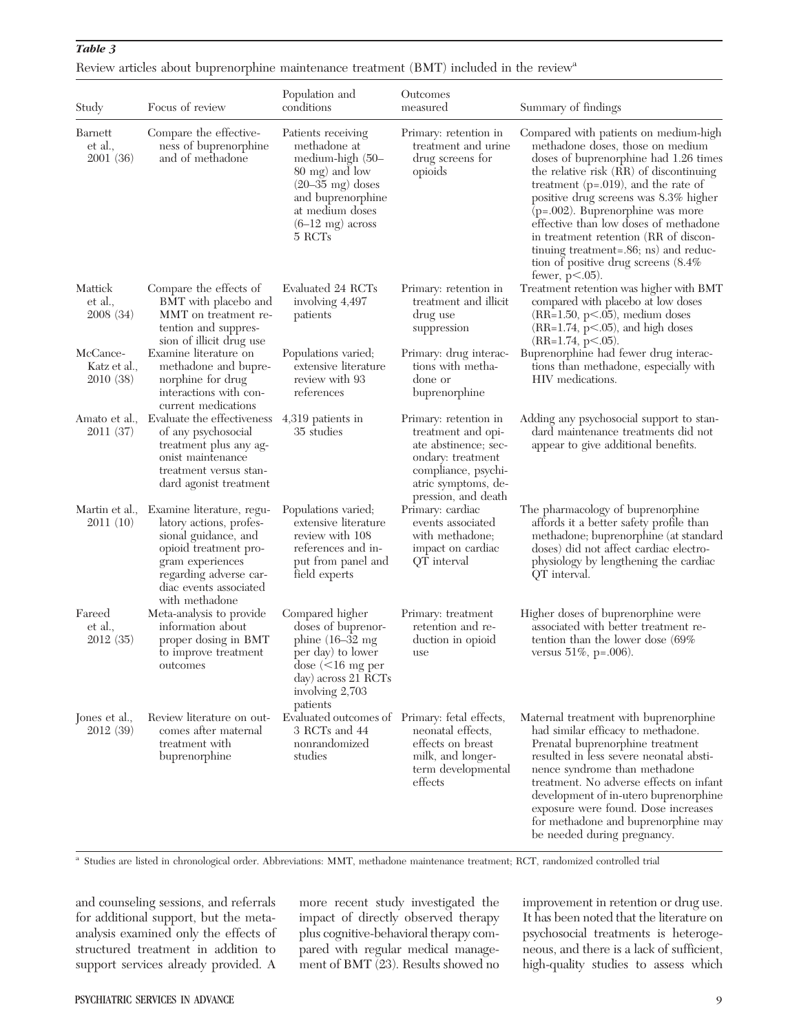***Table 3***

Review articles about buprenorphine maintenance treatment (BMT) included in the review[a]

| Study | Focus of review | Population and conditions | Outcomes measured | Summary of findings |
|---|---|---|---|---|
| Barnett et al., 2001 (36) | Compare the effectiveness of buprenorphine and of methadone | Patients receiving methadone at medium-high (50–80 mg) and low (20–35 mg) doses and buprenorphine at medium doses (6–12 mg) across 5 RCTs | Primary: retention in treatment and urine drug screens for opioids | Compared with patients on medium-high methadone doses, those on medium doses of buprenorphine had 1.26 times the relative risk (RR) of discontinuing treatment (p=.019), and the rate of positive drug screens was 8.3% higher (p=.002). Buprenorphine was more effective than low doses of methadone in treatment retention (RR of discontinuing treatment=.86; ns) and reduction of positive drug screens (8.4% fewer, $p<.05$). |
| Mattick et al., 2008 (34) | Compare the effects of BMT with placebo and MMT on treatment retention and suppression of illicit drug use | Evaluated 24 RCTs involving 4,497 patients | Primary: retention in treatment and illicit drug use suppression | Treatment retention was higher with BMT compared with placebo at low doses (RR=1.50, $p<.05$), medium doses (RR=1.74, $p<.05$), and high doses (RR=1.74, $p<.05$). |
| McCance-Katz et al., 2010 (38) | Examine literature on methadone and buprenorphine for drug interactions with concurrent medications | Populations varied; extensive literature review with 93 references | Primary: drug interactions with methadone or buprenorphine | Buprenorphine had fewer drug interactions than methadone, especially with HIV medications. |
| Amato et al., 2011 (37) | Evaluate the effectiveness of any psychosocial treatment plus any agonist maintenance treatment versus standard agonist treatment | 4,319 patients in 35 studies | Primary: retention in treatment and opiate abstinence; secondary: treatment compliance, psychiatric symptoms, depression, and death | Adding any psychosocial support to standard maintenance treatments did not appear to give additional benefits. |
| Martin et al., 2011 (10) | Examine literature, regulatory actions, professional guidance, and opioid treatment program experiences regarding adverse cardiac events associated with methadone | Populations varied; extensive literature review with 108 references and input from panel and field experts | Primary: cardiac events associated with methadone; impact on cardiac QT interval | The pharmacology of buprenorphine affords it a better safety profile than methadone; buprenorphine (at standard doses) did not affect cardiac electrophysiology by lengthening the cardiac QT interval. |
| Fareed et al., 2012 (35) | Meta-analysis to provide information about proper dosing in BMT to improve treatment outcomes | Compared higher doses of buprenorphine (16–32 mg per day) to lower dose (<16 mg per day) across 21 RCTs involving 2,703 patients | Primary: treatment retention and reduction in opioid use | Higher doses of buprenorphine were associated with better treatment retention than the lower dose (69% versus 51%, p=.006). |
| Jones et al., 2012 (39) | Review literature on outcomes after maternal treatment with buprenorphine | Evaluated outcomes of 3 RCTs and 44 nonrandomized studies | Primary: fetal effects, neonatal effects, effects on breast milk, and longer-term developmental effects | Maternal treatment with buprenorphine had similar efficacy to methadone. Prenatal buprenorphine treatment resulted in less severe neonatal abstinence syndrome than methadone treatment. No adverse effects on infant development of in-utero buprenorphine exposure were found. Dose increases for methadone and buprenorphine may be needed during pregnancy. |

[a] Studies are listed in chronological order. Abbreviations: MMT, methadone maintenance treatment; RCT, randomized controlled trial

and counseling sessions, and referrals for additional support, but the meta-analysis examined only the effects of structured treatment in addition to support services already provided. A more recent study investigated the impact of directly observed therapy plus cognitive-behavioral therapy compared with regular medical management of BMT (23). Results showed no improvement in retention or drug use. It has been noted that the literature on psychosocial treatments is heterogeneous, and there is a lack of sufficient, high-quality studies to assess which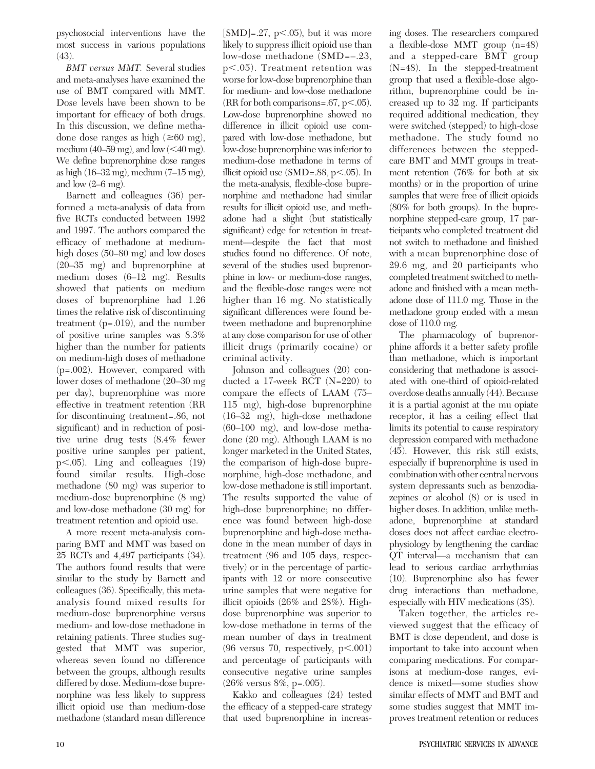psychosocial interventions have the most success in various populations (43).

*BMT versus MMT.* Several studies and meta-analyses have examined the use of BMT compared with MMT. Dose levels have been shown to be important for efficacy of both drugs. In this discussion, we define methadone dose ranges as high (≥60 mg), medium (40–59 mg), and low (<40 mg). We define buprenorphine dose ranges as high (16–32 mg), medium (7–15 mg), and low (2–6 mg).

Barnett and colleagues (36) performed a meta-analysis of data from five RCTs conducted between 1992 and 1997. The authors compared the efficacy of methadone at medium-high doses (50–80 mg) and low doses (20–35 mg) and buprenorphine at medium doses (6–12 mg). Results showed that patients on medium doses of buprenorphine had 1.26 times the relative risk of discontinuing treatment ($p=.019$), and the number of positive urine samples was 8.3% higher than the number for patients on medium-high doses of methadone ($p=.002$). However, compared with lower doses of methadone (20–30 mg per day), buprenorphine was more effective in treatment retention (RR for discontinuing treatment=.86, not significant) and in reduction of positive urine drug tests (8.4% fewer positive urine samples per patient, $p<.05$). Ling and colleagues (19) found similar results. High-dose methadone (80 mg) was superior to medium-dose buprenorphine (8 mg) and low-dose methadone (30 mg) for treatment retention and opioid use.

A more recent meta-analysis comparing BMT and MMT was based on 25 RCTs and 4,497 participants (34). The authors found results that were similar to the study by Barnett and colleagues (36). Specifically, this meta-analysis found mixed results for medium-dose buprenorphine versus medium- and low-dose methadone in retaining patients. Three studies suggested that MMT was superior, whereas seven found no difference between the groups, although results differed by dose. Medium-dose buprenorphine was less likely to suppress illicit opioid use than medium-dose methadone (standard mean difference [SMD]=.27, $p<.05$), but it was more likely to suppress illicit opioid use than low-dose methadone (SMD=–.23, $p<.05$). Treatment retention was worse for low-dose buprenorphine than for medium- and low-dose methadone (RR for both comparisons=.67, $p<.05$). Low-dose buprenorphine showed no difference in illicit opioid use compared with low-dose methadone, but low-dose buprenorphine was inferior to medium-dose methadone in terms of illicit opioid use (SMD=.88, $p<.05$). In the meta-analysis, flexible-dose buprenorphine and methadone had similar results for illicit opioid use, and methadone had a slight (but statistically significant) edge for retention in treatment—despite the fact that most studies found no difference. Of note, several of the studies used buprenorphine in low- or medium-dose ranges, and the flexible-dose ranges were not higher than 16 mg. No statistically significant differences were found between methadone and buprenorphine at any dose comparison for use of other illicit drugs (primarily cocaine) or criminal activity.

Johnson and colleagues (20) conducted a 17-week RCT (N=220) to compare the effects of LAAM (75–115 mg), high-dose buprenorphine (16–32 mg), high-dose methadone (60–100 mg), and low-dose methadone (20 mg). Although LAAM is no longer marketed in the United States, the comparison of high-dose buprenorphine, high-dose methadone, and low-dose methadone is still important. The results supported the value of high-dose buprenorphine; no difference was found between high-dose buprenorphine and high-dose methadone in the mean number of days in treatment (96 and 105 days, respectively) or in the percentage of participants with 12 or more consecutive urine samples that were negative for illicit opioids (26% and 28%). High-dose buprenorphine was superior to low-dose methadone in terms of the mean number of days in treatment (96 versus 70, respectively, $p<.001$) and percentage of participants with consecutive negative urine samples (26% versus 8%, $p=.005$).

Kakko and colleagues (24) tested the efficacy of a stepped-care strategy that used buprenorphine in increasing doses. The researchers compared a flexible-dose MMT group (n=48) and a stepped-care BMT group (N=48). In the stepped-treatment group that used a flexible-dose algorithm, buprenorphine could be increased up to 32 mg. If participants required additional medication, they were switched (stepped) to high-dose methadone. The study found no differences between the stepped-care BMT and MMT groups in treatment retention (76% for both at six months) or in the proportion of urine samples that were free of illicit opioids (80% for both groups). In the buprenorphine stepped-care group, 17 participants who completed treatment did not switch to methadone and finished with a mean buprenorphine dose of 29.6 mg, and 20 participants who completed treatment switched to methadone and finished with a mean methadone dose of 111.0 mg. Those in the methadone group ended with a mean dose of 110.0 mg.

The pharmacology of buprenorphine affords it a better safety profile than methadone, which is important considering that methadone is associated with one-third of opioid-related overdose deaths annually (44). Because it is a partial agonist at the mu opiate receptor, it has a ceiling effect that limits its potential to cause respiratory depression compared with methadone (45). However, this risk still exists, especially if buprenorphine is used in combination with other central nervous system depressants such as benzodiazepines or alcohol (8) or is used in higher doses. In addition, unlike methadone, buprenorphine at standard doses does not affect cardiac electrophysiology by lengthening the cardiac QT interval—a mechanism that can lead to serious cardiac arrhythmias (10). Buprenorphine also has fewer drug interactions than methadone, especially with HIV medications (38).

Taken together, the articles reviewed suggest that the efficacy of BMT is dose dependent, and dose is important to take into account when comparing medications. For comparisons at medium-dose ranges, evidence is mixed—some studies show similar effects of MMT and BMT and some studies suggest that MMT improves treatment retention or reduces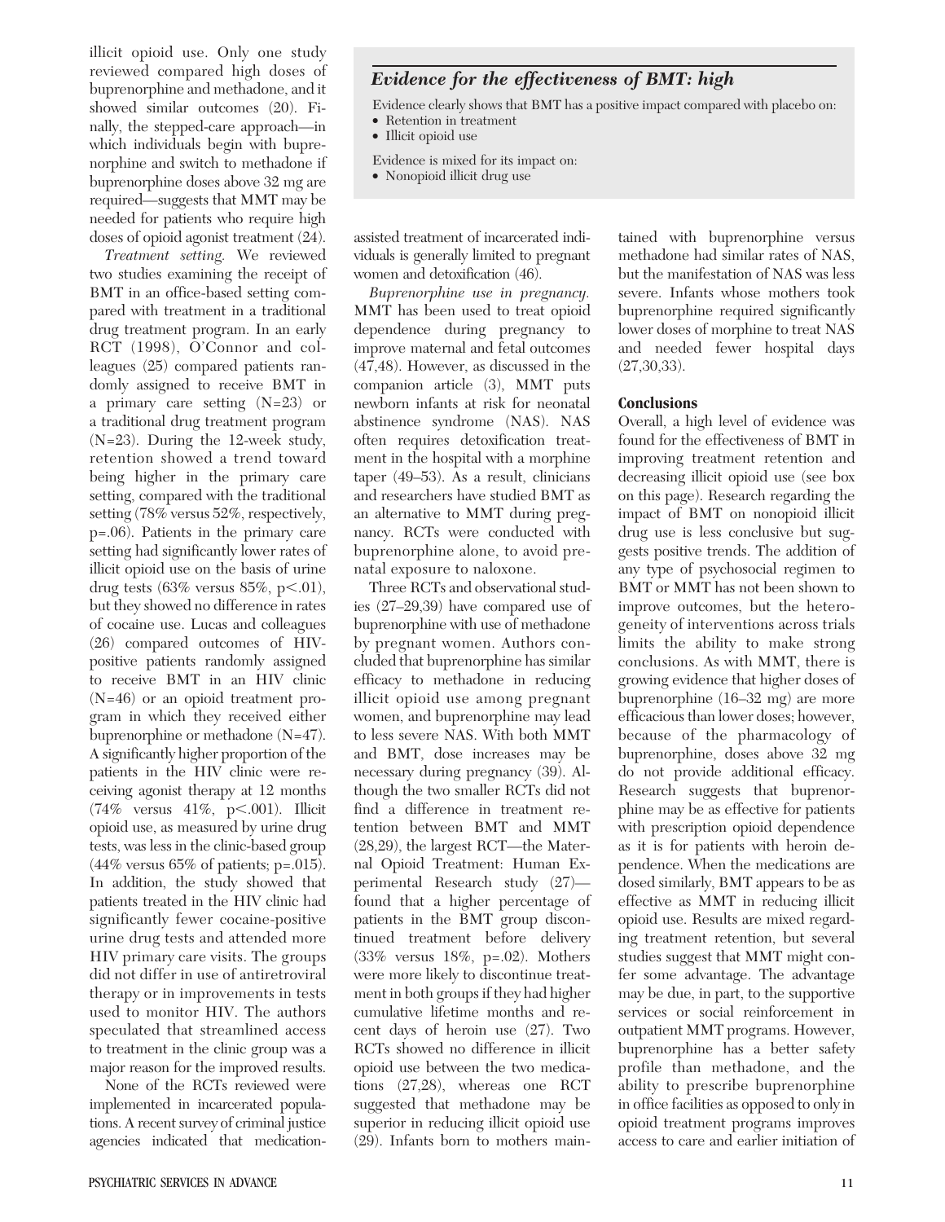illicit opioid use. Only one study reviewed compared high doses of buprenorphine and methadone, and it showed similar outcomes (20). Finally, the stepped-care approach—in which individuals begin with buprenorphine and switch to methadone if buprenorphine doses above 32 mg are required—suggests that MMT may be needed for patients who require high doses of opioid agonist treatment (24).

*Treatment setting.* We reviewed two studies examining the receipt of BMT in an office-based setting compared with treatment in a traditional drug treatment program. In an early RCT (1998), O'Connor and colleagues (25) compared patients randomly assigned to receive BMT in a primary care setting (N=23) or a traditional drug treatment program (N=23). During the 12-week study, retention showed a trend toward being higher in the primary care setting, compared with the traditional setting (78% versus 52%, respectively, p=.06). Patients in the primary care setting had significantly lower rates of illicit opioid use on the basis of urine drug tests (63% versus 85%, $p<.01$), but they showed no difference in rates of cocaine use. Lucas and colleagues (26) compared outcomes of HIV-positive patients randomly assigned to receive BMT in an HIV clinic (N=46) or an opioid treatment program in which they received either buprenorphine or methadone (N=47). A significantly higher proportion of the patients in the HIV clinic were receiving agonist therapy at 12 months (74% versus 41%, $p<.001$). Illicit opioid use, as measured by urine drug tests, was less in the clinic-based group (44% versus 65% of patients; p=.015). In addition, the study showed that patients treated in the HIV clinic had significantly fewer cocaine-positive urine drug tests and attended more HIV primary care visits. The groups did not differ in use of antiretroviral therapy or in improvements in tests used to monitor HIV. The authors speculated that streamlined access to treatment in the clinic group was a major reason for the improved results.

None of the RCTs reviewed were implemented in incarcerated populations. A recent survey of criminal justice agencies indicated that medication-assisted treatment of incarcerated individuals is generally limited to pregnant women and detoxification (46).

> ### *Evidence for the effectiveness of BMT: high*
>
> Evidence clearly shows that BMT has a positive impact compared with placebo on:
> - Retention in treatment
> - Illicit opioid use
>
> Evidence is mixed for its impact on:
> - Nonopioid illicit drug use

*Buprenorphine use in pregnancy.* MMT has been used to treat opioid dependence during pregnancy to improve maternal and fetal outcomes (47,48). However, as discussed in the companion article (3), MMT puts newborn infants at risk for neonatal abstinence syndrome (NAS). NAS often requires detoxification treatment in the hospital with a morphine taper (49–53). As a result, clinicians and researchers have studied BMT as an alternative to MMT during pregnancy. RCTs were conducted with buprenorphine alone, to avoid prenatal exposure to naloxone.

Three RCTs and observational studies (27–29,39) have compared use of buprenorphine with use of methadone by pregnant women. Authors concluded that buprenorphine has similar efficacy to methadone in reducing illicit opioid use among pregnant women, and buprenorphine may lead to less severe NAS. With both MMT and BMT, dose increases may be necessary during pregnancy (39). Although the two smaller RCTs did not find a difference in treatment retention between BMT and MMT (28,29), the largest RCT—the Maternal Opioid Treatment: Human Experimental Research study (27)—found that a higher percentage of patients in the BMT group discontinued treatment before delivery (33% versus 18%, p=.02). Mothers were more likely to discontinue treatment in both groups if they had higher cumulative lifetime months and recent days of heroin use (27). Two RCTs showed no difference in illicit opioid use between the two medications (27,28), whereas one RCT suggested that methadone may be superior in reducing illicit opioid use (29). Infants born to mothers maintained with buprenorphine versus methadone had similar rates of NAS, but the manifestation of NAS was less severe. Infants whose mothers took buprenorphine required significantly lower doses of morphine to treat NAS and needed fewer hospital days (27,30,33).

### Conclusions

Overall, a high level of evidence was found for the effectiveness of BMT in improving treatment retention and decreasing illicit opioid use (see box on this page). Research regarding the impact of BMT on nonopioid illicit drug use is less conclusive but suggests positive trends. The addition of any type of psychosocial regimen to BMT or MMT has not been shown to improve outcomes, but the heterogeneity of interventions across trials limits the ability to make strong conclusions. As with MMT, there is growing evidence that higher doses of buprenorphine (16–32 mg) are more efficacious than lower doses; however, because of the pharmacology of buprenorphine, doses above 32 mg do not provide additional efficacy. Research suggests that buprenorphine may be as effective for patients with prescription opioid dependence as it is for patients with heroin dependence. When the medications are dosed similarly, BMT appears to be as effective as MMT in reducing illicit opioid use. Results are mixed regarding treatment retention, but several studies suggest that MMT might confer some advantage. The advantage may be due, in part, to the supportive services or social reinforcement in outpatient MMT programs. However, buprenorphine has a better safety profile than methadone, and the ability to prescribe buprenorphine in office facilities as opposed to only in opioid treatment programs improves access to care and earlier initiation of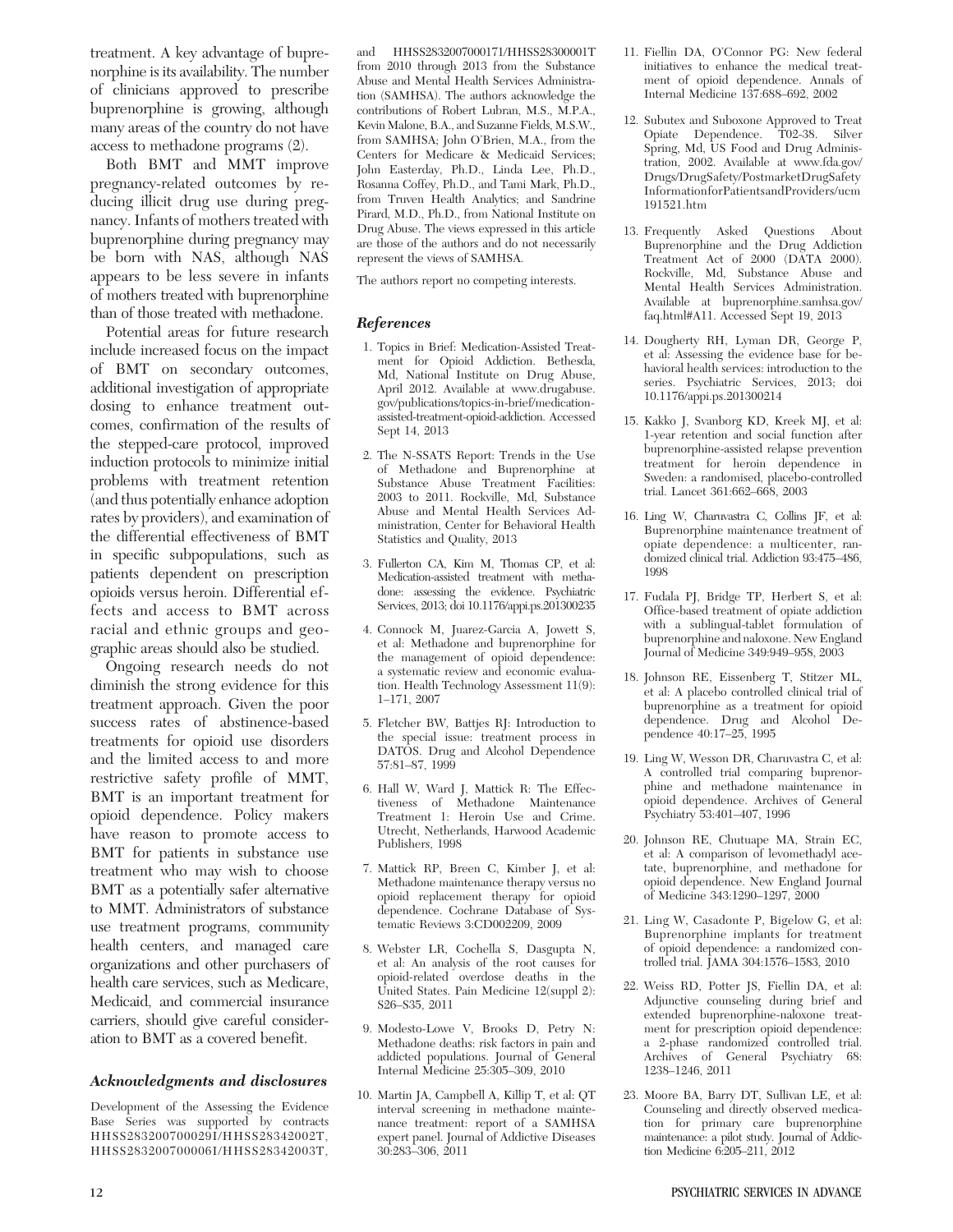treatment. A key advantage of buprenorphine is its availability. The number of clinicians approved to prescribe buprenorphine is growing, although many areas of the country do not have access to methadone programs (2).

Both BMT and MMT improve pregnancy-related outcomes by reducing illicit drug use during pregnancy. Infants of mothers treated with buprenorphine during pregnancy may be born with NAS, although NAS appears to be less severe in infants of mothers treated with buprenorphine than of those treated with methadone.

Potential areas for future research include increased focus on the impact of BMT on secondary outcomes, additional investigation of appropriate dosing to enhance treatment outcomes, confirmation of the results of the stepped-care protocol, improved induction protocols to minimize initial problems with treatment retention (and thus potentially enhance adoption rates by providers), and examination of the differential effectiveness of BMT in specific subpopulations, such as patients dependent on prescription opioids versus heroin. Differential effects and access to BMT across racial and ethnic groups and geographic areas should also be studied.

Ongoing research needs do not diminish the strong evidence for this treatment approach. Given the poor success rates of abstinence-based treatments for opioid use disorders and the limited access to and more restrictive safety profile of MMT, BMT is an important treatment for opioid dependence. Policy makers have reason to promote access to BMT for patients in substance use treatment who may wish to choose BMT as a potentially safer alternative to MMT. Administrators of substance use treatment programs, community health centers, and managed care organizations and other purchasers of health care services, such as Medicare, Medicaid, and commercial insurance carriers, should give careful consideration to BMT as a covered benefit.

### Acknowledgments and disclosures

Development of the Assessing the Evidence Base Series was supported by contracts HHSS283200700029I/HHSS28342002T, HHSS283200700006I/HHSS28342003T, and HHSS2832007000171/HHSS28300001T from 2010 through 2013 from the Substance Abuse and Mental Health Services Administration (SAMHSA). The authors acknowledge the contributions of Robert Lubran, M.S., M.P.A., Kevin Malone, B.A., and Suzanne Fields, M.S.W., from SAMHSA; John O'Brien, M.A., from the Centers for Medicare & Medicaid Services; John Easterday, Ph.D., Linda Lee, Ph.D., Rosanna Coffey, Ph.D., and Tami Mark, Ph.D., from Truven Health Analytics; and Sandrine Pirard, M.D., Ph.D., from National Institute on Drug Abuse. The views expressed in this article are those of the authors and do not necessarily represent the views of SAMHSA.

The authors report no competing interests.

### References

1. Topics in Brief: Medication-Assisted Treatment for Opioid Addiction. Bethesda, Md, National Institute on Drug Abuse, April 2012. Available at www.drugabuse.gov/publications/topics-in-brief/medication-assisted-treatment-opioid-addiction. Accessed Sept 14, 2013
2. The N-SSATS Report: Trends in the Use of Methadone and Buprenorphine at Substance Abuse Treatment Facilities: 2003 to 2011. Rockville, Md, Substance Abuse and Mental Health Services Administration, Center for Behavioral Health Statistics and Quality, 2013
3. Fullerton CA, Kim M, Thomas CP, et al: Medication-assisted treatment with methadone: assessing the evidence. Psychiatric Services, 2013; doi 10.1176/appi.ps.201300235
4. Connock M, Juarez-Garcia A, Jowett S, et al: Methadone and buprenorphine for the management of opioid dependence: a systematic review and economic evaluation. Health Technology Assessment 11(9): 1–171, 2007
5. Fletcher BW, Battjes RJ: Introduction to the special issue: treatment process in DATOS. Drug and Alcohol Dependence 57:81–87, 1999
6. Hall W, Ward J, Mattick R: The Effectiveness of Methadone Maintenance Treatment 1: Heroin Use and Crime. Utrecht, Netherlands, Harwood Academic Publishers, 1998
7. Mattick RP, Breen C, Kimber J, et al: Methadone maintenance therapy versus no opioid replacement therapy for opioid dependence. Cochrane Database of Systematic Reviews 3:CD002209, 2009
8. Webster LR, Cochella S, Dasgupta N, et al: An analysis of the root causes for opioid-related overdose deaths in the United States. Pain Medicine 12(suppl 2): S26–S35, 2011
9. Modesto-Lowe V, Brooks D, Petry N: Methadone deaths: risk factors in pain and addicted populations. Journal of General Internal Medicine 25:305–309, 2010
10. Martin JA, Campbell A, Killip T, et al: QT interval screening in methadone maintenance treatment: report of a SAMHSA expert panel. Journal of Addictive Diseases 30:283–306, 2011
11. Fiellin DA, O'Connor PG: New federal initiatives to enhance the medical treatment of opioid dependence. Annals of Internal Medicine 137:688–692, 2002
12. Subutex and Suboxone Approved to Treat Opiate Dependence. T02-38. Silver Spring, Md, US Food and Drug Administration, 2002. Available at www.fda.gov/Drugs/DrugSafety/PostmarketDrugSafetyInformationforPatientsandProviders/ucm191521.htm
13. Frequently Asked Questions About Buprenorphine and the Drug Addiction Treatment Act of 2000 (DATA 2000). Rockville, Md, Substance Abuse and Mental Health Services Administration. Available at buprenorphine.samhsa.gov/faq.html#A11. Accessed Sept 19, 2013
14. Dougherty RH, Lyman DR, George P, et al: Assessing the evidence base for behavioral health services: introduction to the series. Psychiatric Services, 2013; doi 10.1176/appi.ps.201300214
15. Kakko J, Svanborg KD, Kreek MJ, et al: 1-year retention and social function after buprenorphine-assisted relapse prevention treatment for heroin dependence in Sweden: a randomised, placebo-controlled trial. Lancet 361:662–668, 2003
16. Ling W, Charuvastra C, Collins JF, et al: Buprenorphine maintenance treatment of opiate dependence: a multicenter, randomized clinical trial. Addiction 93:475–486, 1998
17. Fudala PJ, Bridge TP, Herbert S, et al: Office-based treatment of opiate addiction with a sublingual-tablet formulation of buprenorphine and naloxone. New England Journal of Medicine 349:949–958, 2003
18. Johnson RE, Eissenberg T, Stitzer ML, et al: A placebo controlled clinical trial of buprenorphine as a treatment for opioid dependence. Drug and Alcohol Dependence 40:17–25, 1995
19. Ling W, Wesson DR, Charuvastra C, et al: A controlled trial comparing buprenorphine and methadone maintenance in opioid dependence. Archives of General Psychiatry 53:401–407, 1996
20. Johnson RE, Chutuape MA, Strain EC, et al: A comparison of levomethadyl acetate, buprenorphine, and methadone for opioid dependence. New England Journal of Medicine 343:1290–1297, 2000
21. Ling W, Casadonte P, Bigelow G, et al: Buprenorphine implants for treatment of opioid dependence: a randomized controlled trial. JAMA 304:1576–1583, 2010
22. Weiss RD, Potter JS, Fiellin DA, et al: Adjunctive counseling during brief and extended buprenorphine-naloxone treatment for prescription opioid dependence: a 2-phase randomized controlled trial. Archives of General Psychiatry 68: 1238–1246, 2011
23. Moore BA, Barry DT, Sullivan LE, et al: Counseling and directly observed medication for primary care buprenorphine maintenance: a pilot study. Journal of Addiction Medicine 6:205–211, 2012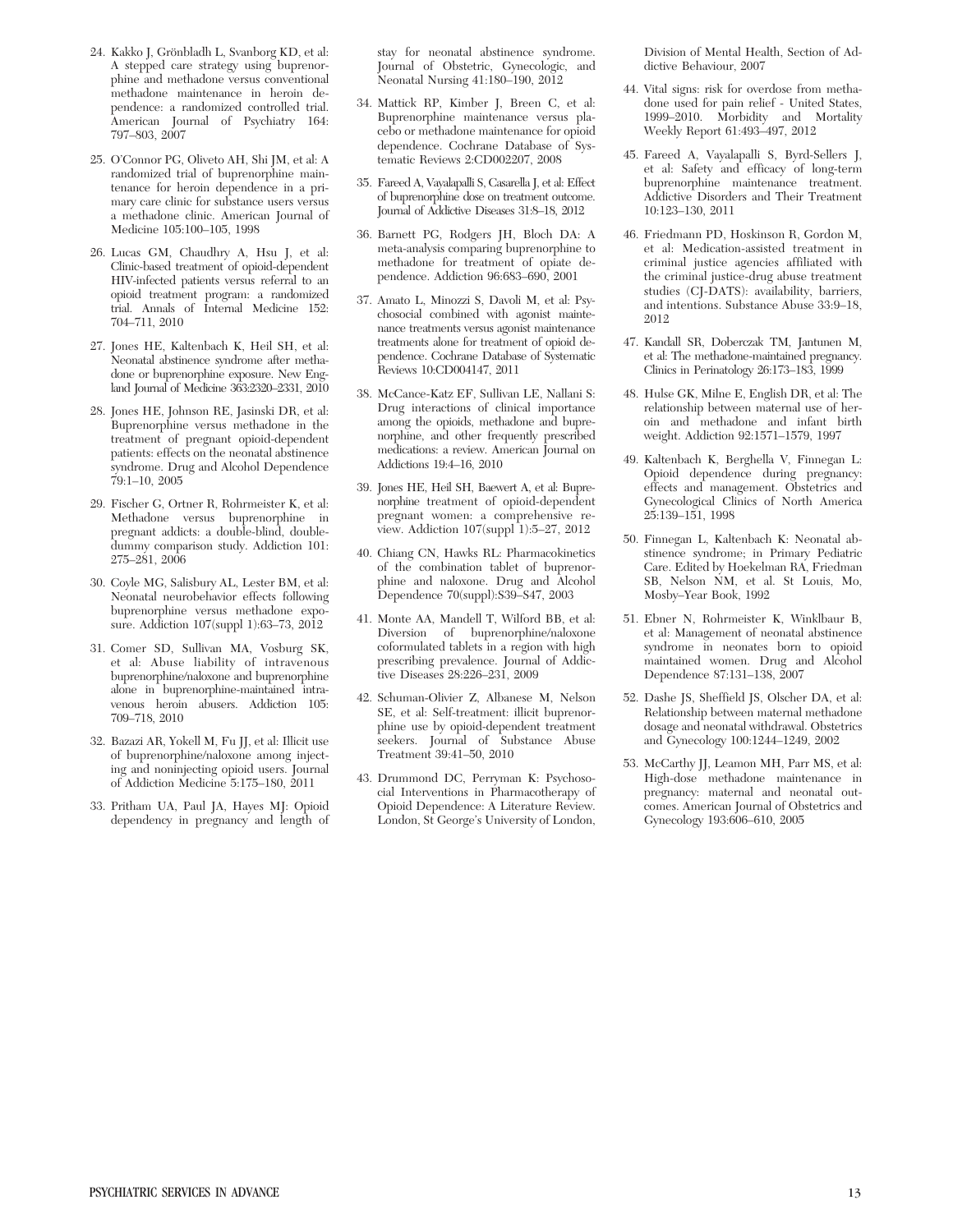24. Kakko J, Grönbladh L, Svanborg KD, et al: A stepped care strategy using buprenorphine and methadone versus conventional methadone maintenance in heroin dependence: a randomized controlled trial. American Journal of Psychiatry 164: 797–803, 2007

25. O'Connor PG, Oliveto AH, Shi JM, et al: A randomized trial of buprenorphine maintenance for heroin dependence in a primary care clinic for substance users versus a methadone clinic. American Journal of Medicine 105:100–105, 1998

26. Lucas GM, Chaudhry A, Hsu J, et al: Clinic-based treatment of opioid-dependent HIV-infected patients versus referral to an opioid treatment program: a randomized trial. Annals of Internal Medicine 152: 704–711, 2010

27. Jones HE, Kaltenbach K, Heil SH, et al: Neonatal abstinence syndrome after methadone or buprenorphine exposure. New England Journal of Medicine 363:2320–2331, 2010

28. Jones HE, Johnson RE, Jasinski DR, et al: Buprenorphine versus methadone in the treatment of pregnant opioid-dependent patients: effects on the neonatal abstinence syndrome. Drug and Alcohol Dependence 79:1–10, 2005

29. Fischer G, Ortner R, Rohrmeister K, et al: Methadone versus buprenorphine in pregnant addicts: a double-blind, double-dummy comparison study. Addiction 101: 275–281, 2006

30. Coyle MG, Salisbury AL, Lester BM, et al: Neonatal neurobehavior effects following buprenorphine versus methadone exposure. Addiction 107(suppl 1):63–73, 2012

31. Comer SD, Sullivan MA, Vosburg SK, et al: Abuse liability of intravenous buprenorphine/naloxone and buprenorphine alone in buprenorphine-maintained intravenous heroin abusers. Addiction 105: 709–718, 2010

32. Bazazi AR, Yokell M, Fu JJ, et al: Illicit use of buprenorphine/naloxone among injecting and noninjecting opioid users. Journal of Addiction Medicine 5:175–180, 2011

33. Pritham UA, Paul JA, Hayes MJ: Opioid dependency in pregnancy and length of stay for neonatal abstinence syndrome. Journal of Obstetric, Gynecologic, and Neonatal Nursing 41:180–190, 2012

34. Mattick RP, Kimber J, Breen C, et al: Buprenorphine maintenance versus placebo or methadone maintenance for opioid dependence. Cochrane Database of Systematic Reviews 2:CD002207, 2008

35. Fareed A, Vayalapalli S, Casarella J, et al: Effect of buprenorphine dose on treatment outcome. Journal of Addictive Diseases 31:8–18, 2012

36. Barnett PG, Rodgers JH, Bloch DA: A meta-analysis comparing buprenorphine to methadone for treatment of opiate dependence. Addiction 96:683–690, 2001

37. Amato L, Minozzi S, Davoli M, et al: Psychosocial combined with agonist maintenance treatments versus agonist maintenance treatments alone for treatment of opioid dependence. Cochrane Database of Systematic Reviews 10:CD004147, 2011

38. McCance-Katz EF, Sullivan LE, Nallani S: Drug interactions of clinical importance among the opioids, methadone and buprenorphine, and other frequently prescribed medications: a review. American Journal on Addictions 19:4–16, 2010

39. Jones HE, Heil SH, Baewert A, et al: Buprenorphine treatment of opioid-dependent pregnant women: a comprehensive review. Addiction 107(suppl 1):5–27, 2012

40. Chiang CN, Hawks RL: Pharmacokinetics of the combination tablet of buprenorphine and naloxone. Drug and Alcohol Dependence 70(suppl):S39–S47, 2003

41. Monte AA, Mandell T, Wilford BB, et al: Diversion of buprenorphine/naloxone coformulated tablets in a region with high prescribing prevalence. Journal of Addictive Diseases 28:226–231, 2009

42. Schuman-Olivier Z, Albanese M, Nelson SE, et al: Self-treatment: illicit buprenorphine use by opioid-dependent treatment seekers. Journal of Substance Abuse Treatment 39:41–50, 2010

43. Drummond DC, Perryman K: Psychosocial Interventions in Pharmacotherapy of Opioid Dependence: A Literature Review. London, St George's University of London, Division of Mental Health, Section of Addictive Behaviour, 2007

44. Vital signs: risk for overdose from methadone used for pain relief - United States, 1999–2010. Morbidity and Mortality Weekly Report 61:493–497, 2012

45. Fareed A, Vayalapalli S, Byrd-Sellers J, et al: Safety and efficacy of long-term buprenorphine maintenance treatment. Addictive Disorders and Their Treatment 10:123–130, 2011

46. Friedmann PD, Hoskinson R, Gordon M, et al: Medication-assisted treatment in criminal justice agencies affiliated with the criminal justice-drug abuse treatment studies (CJ-DATS): availability, barriers, and intentions. Substance Abuse 33:9–18, 2012

47. Kandall SR, Doberczak TM, Jantunen M, et al: The methadone-maintained pregnancy. Clinics in Perinatology 26:173–183, 1999

48. Hulse GK, Milne E, English DR, et al: The relationship between maternal use of heroin and methadone and infant birth weight. Addiction 92:1571–1579, 1997

49. Kaltenbach K, Berghella V, Finnegan L: Opioid dependence during pregnancy: effects and management. Obstetrics and Gynecological Clinics of North America 25:139–151, 1998

50. Finnegan L, Kaltenbach K: Neonatal abstinence syndrome; in Primary Pediatric Care. Edited by Hoekelman RA, Friedman SB, Nelson NM, et al. St Louis, Mo, Mosby–Year Book, 1992

51. Ebner N, Rohrmeister K, Winklbaur B, et al: Management of neonatal abstinence syndrome in neonates born to opioid maintained women. Drug and Alcohol Dependence 87:131–138, 2007

52. Dashe JS, Sheffield JS, Olscher DA, et al: Relationship between maternal methadone dosage and neonatal withdrawal. Obstetrics and Gynecology 100:1244–1249, 2002

53. McCarthy JJ, Leamon MH, Parr MS, et al: High-dose methadone maintenance in pregnancy: maternal and neonatal outcomes. American Journal of Obstetrics and Gynecology 193:606–610, 2005